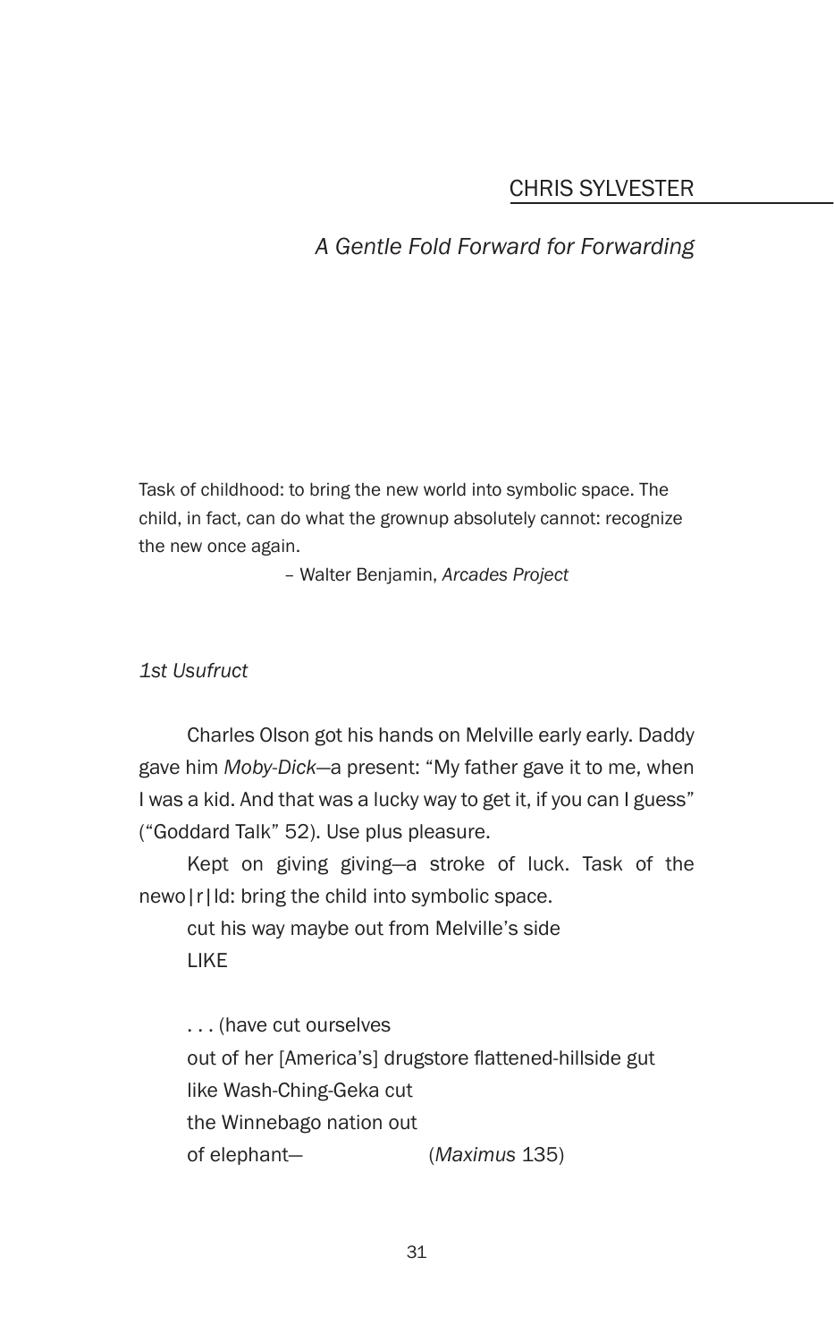CHRIS SYLVESTER

# *A Gentle Fold Forward for Forwarding*

Task of childhood: to bring the new world into symbolic space. The child, in fact, can do what the grownup absolutely cannot: recognize the new once again.

– Walter Benjamin, *Arcades Project*

*1st Usufruct*

Charles Olson got his hands on Melville early early. Daddy gave him *Moby-Dick*—a present: “My father gave it to me, when I was a kid. And that was a lucky way to get it, if you can I guess” (“Goddard Talk” 52). Use plus pleasure.

Kept on giving giving—a stroke of luck. Task of the newo|r|ld: bring the child into symbolic space.

cut his way maybe out from Melville’s side
LIKE

. . . (have cut ourselves
out of her [America’s] drugstore flattened-hillside gut
like Wash-Ching-Geka cut
the Winnebago nation out
of elephant— (*Maximus* 135)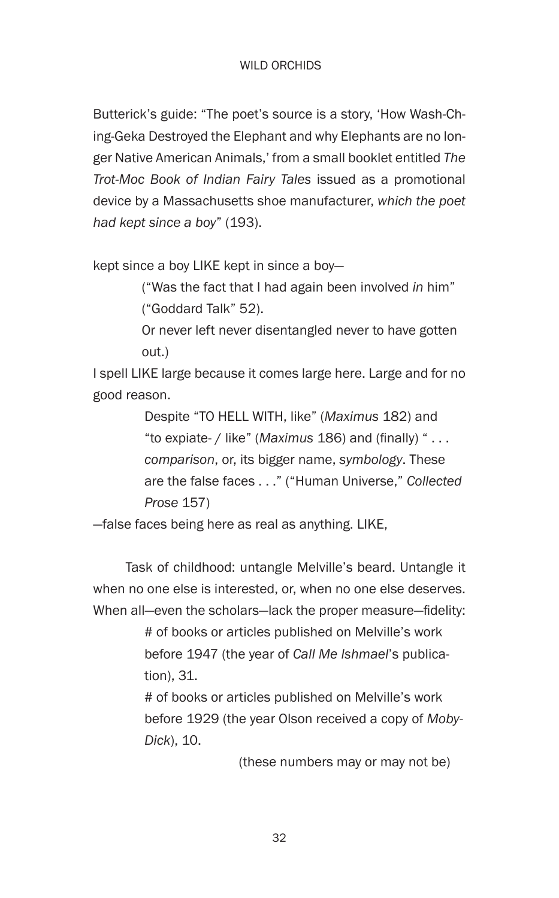Butterick's guide: "The poet's source is a story, 'How Wash-Ching-Geka Destroyed the Elephant and why Elephants are no longer Native American Animals,' from a small booklet entitled *The Trot-Moc Book of Indian Fairy Tales* issued as a promotional device by a Massachusetts shoe manufacturer, *which the poet had kept since a boy*" (193).

kept since a boy LIKE kept in since a boy—

> ("Was the fact that I had again been involved *in* him" ("Goddard Talk" 52).
>
> Or never left never disentangled never to have gotten out.)

I spell LIKE large because it comes large here. Large and for no good reason.

> Despite "TO HELL WITH, like" (*Maximus* 182) and "to expiate- / like" (*Maximus* 186) and (finally) " . . . *comparison*, or, its bigger name, *symbology*. These are the false faces . . ." ("Human Universe," *Collected Prose* 157)

—false faces being here as real as anything. LIKE,

Task of childhood: untangle Melville's beard. Untangle it when no one else is interested, or, when no one else deserves. When all—even the scholars—lack the proper measure—fidelity:

> # of books or articles published on Melville's work before 1947 (the year of *Call Me Ishmael*'s publication), 31.
>
> # of books or articles published on Melville's work before 1929 (the year Olson received a copy of *Moby-Dick*), 10.
>
> (these numbers may or may not be)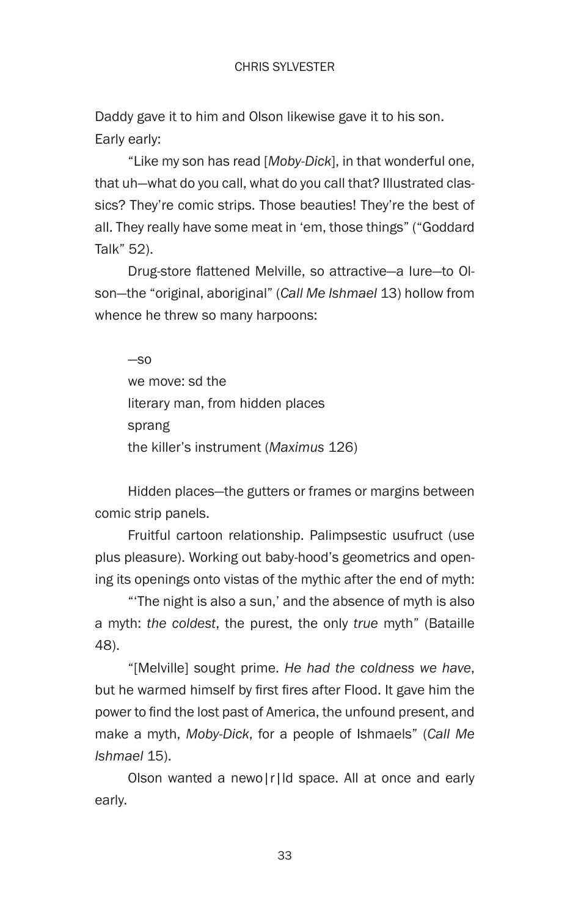Daddy gave it to him and Olson likewise gave it to his son. Early early:

"Like my son has read [*Moby-Dick*], in that wonderful one, that uh—what do you call, what do you call that? Illustrated classics? They're comic strips. Those beauties! They're the best of all. They really have some meat in 'em, those things" ("Goddard Talk" 52).

Drug-store flattened Melville, so attractive—a lure—to Olson—the "original, aboriginal" (*Call Me Ishmael* 13) hollow from whence he threw so many harpoons:

> —so
> we move: sd the
> literary man, from hidden places
> sprang
> the killer's instrument (*Maximus* 126)

Hidden places—the gutters or frames or margins between comic strip panels.

Fruitful cartoon relationship. Palimpsestic usufruct (use plus pleasure). Working out baby-hood's geometrics and opening its openings onto vistas of the mythic after the end of myth:

"'The night is also a sun,' and the absence of myth is also a myth: *the coldest*, the purest, the only *true* myth" (Bataille 48).

"[Melville] sought prime. *He had the coldness we have*, but he warmed himself by first fires after Flood. It gave him the power to find the lost past of America, the unfound present, and make a myth, *Moby-Dick*, for a people of Ishmaels" (*Call Me Ishmael* 15).

Olson wanted a newo|r|ld space. All at once and early early.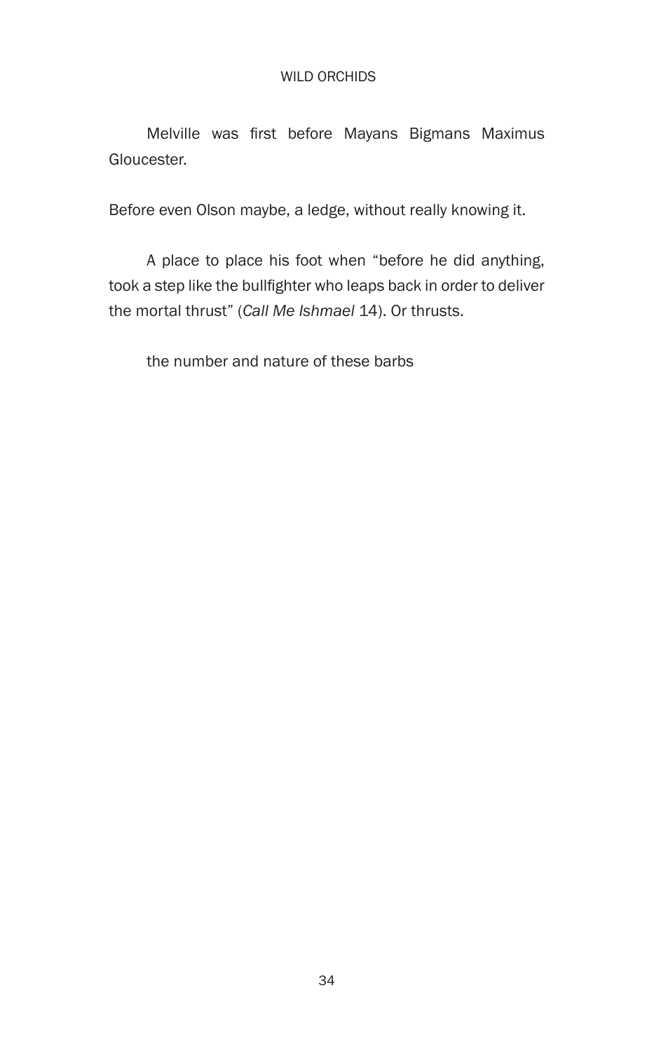Melville was first before Mayans Bigmans Maximus Gloucester.

Before even Olson maybe, a ledge, without really knowing it.

A place to place his foot when “before he did anything, took a step like the bullfighter who leaps back in order to deliver the mortal thrust” (*Call Me Ishmael* 14). Or thrusts.

the number and nature of these barbs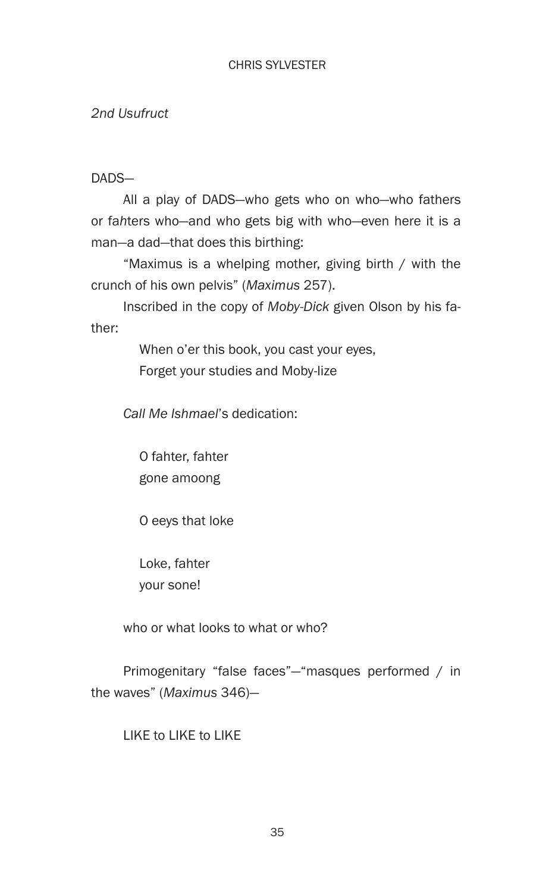*2nd Usufruct*

DADS—

All a play of DADS—who gets who on who—who fathers or fa*h*ters who—and who gets big with who—even here it is a man—a dad—that does this birthing:

"Maximus is a whelping mother, giving birth / with the crunch of his own pelvis" (*Maximus* 257).

Inscribed in the copy of *Moby-Dick* given Olson by his father:

> When o'er this book, you cast your eyes,
> Forget your studies and Moby-lize

*Call Me Ishmael*'s dedication:

> O fahter, fahter
> gone amoong
>
> O eeys that loke
>
> Loke, fahter
> your sone!

who or what looks to what or who?

Primogenitary "false faces"—"masques performed / in the waves" (*Maximus* 346)—

LIKE to LIKE to LIKE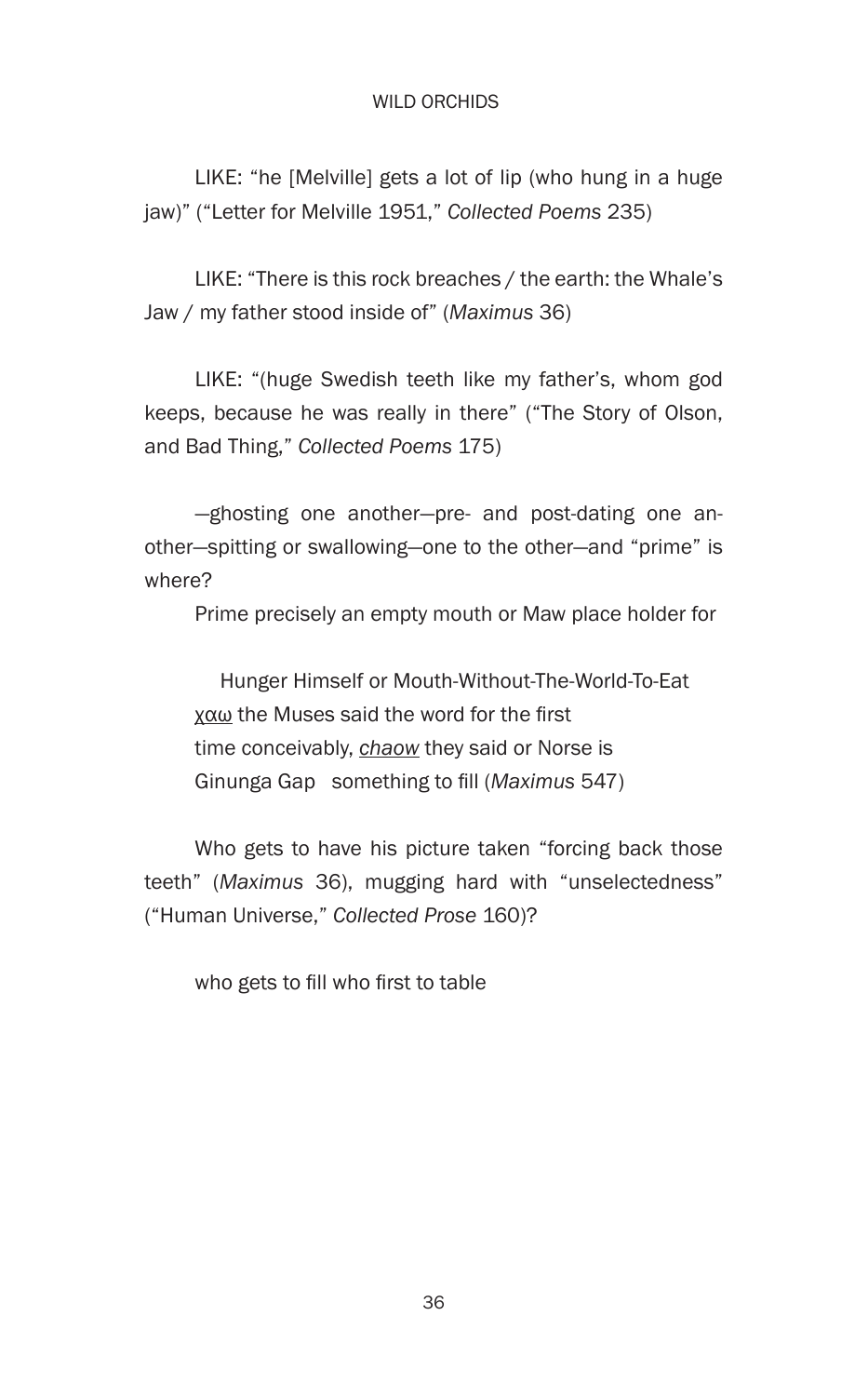LIKE: “he [Melville] gets a lot of lip (who hung in a huge jaw)” (“Letter for Melville 1951,” *Collected Poems* 235)

LIKE: “There is this rock breaches / the earth: the Whale’s Jaw / my father stood inside of” (*Maximus* 36)

LIKE: “(huge Swedish teeth like my father’s, whom god keeps, because he was really in there” (“The Story of Olson, and Bad Thing,” *Collected Poems* 175)

—ghosting one another—pre- and post-dating one another—spitting or swallowing—one to the other—and “prime” is where?

Prime precisely an empty mouth or Maw place holder for

> Hunger Himself or Mouth-Without-The-World-To-Eat
> <u>χαω</u> the Muses said the word for the first
> time conceivably, <u>*chaow*</u> they said or Norse is
> Ginunga Gap   something to fill (*Maximus* 547)

Who gets to have his picture taken “forcing back those teeth” (*Maximus* 36), mugging hard with “unselectedness” (“Human Universe,” *Collected Prose* 160)?

who gets to fill who first to table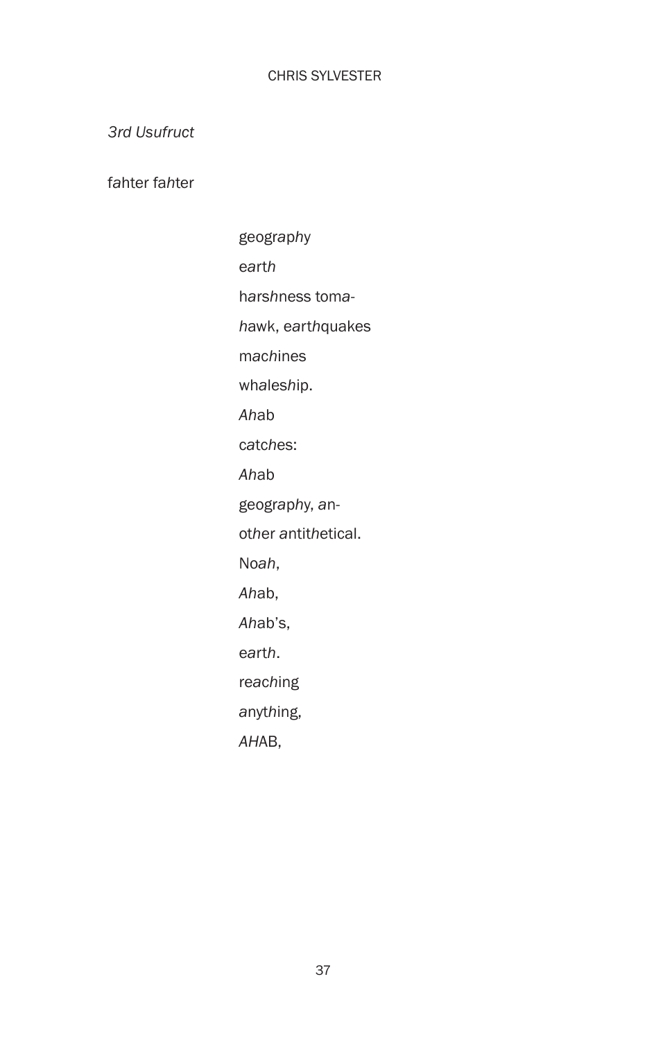*3rd Usufruct*

fahter fa*h*ter

geogr*a*p*h*y  
e*a*rt*h*  
h*a*rs*h*ness tom*a*-  
*h*awk, e*a*rt*h*quakes  
m*a*c*h*ines  
wh*a*les*h*ip.  
*Ah*ab  
c*a*tc*h*es:  
*Ah*ab  
geogr*a*p*h*y, *a*n-  
ot*h*er *a*ntit*h*etical.  
No*ah*,  
*Ah*ab,  
*Ah*ab's,  
e*a*rt*h*.  
re*a*c*h*ing  
*a*nyt*h*ing,  
*AH*AB,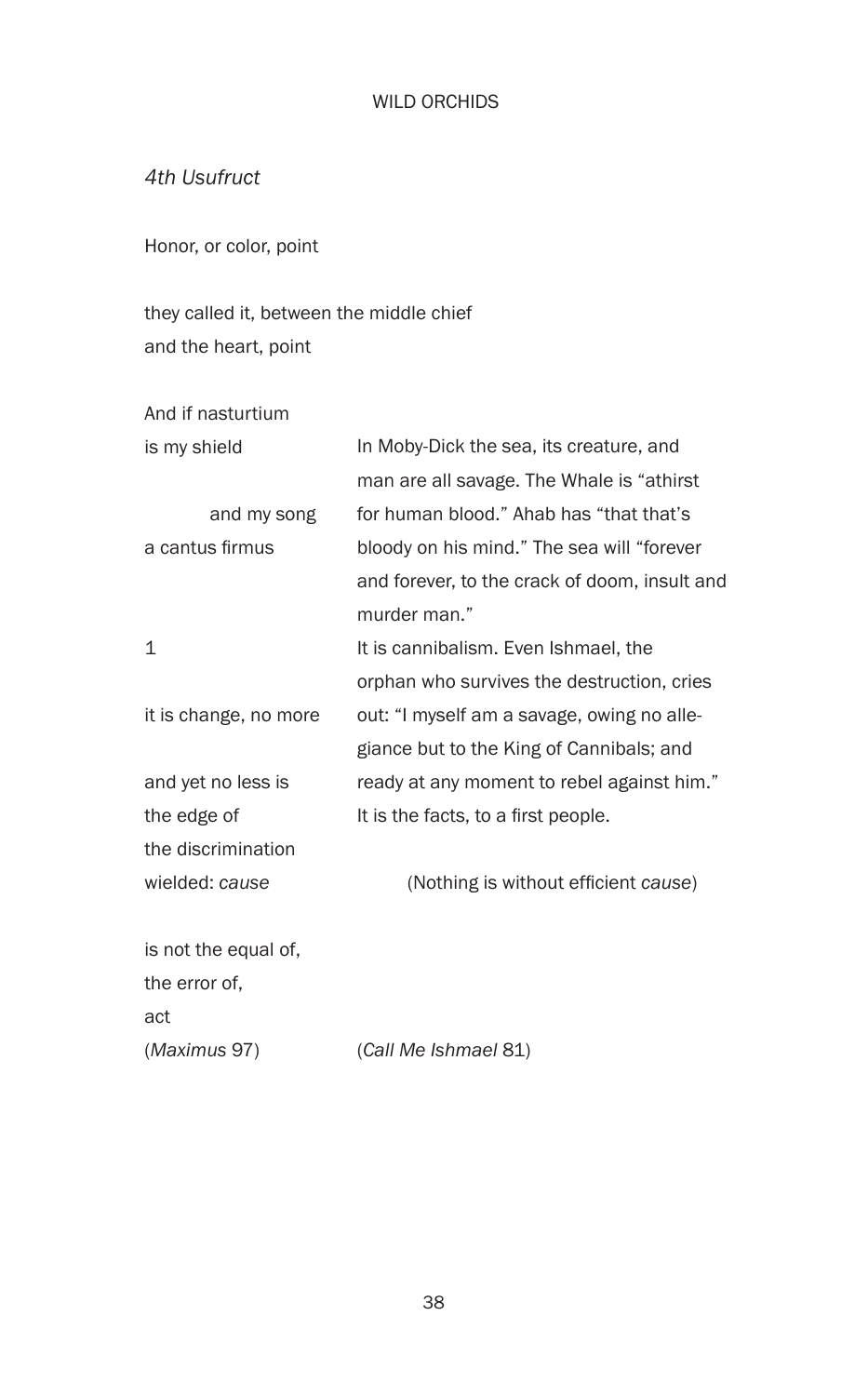*4th Usufruct*

Honor, or color, point

they called it, between the middle chief
and the heart, point

And if nasturtium
is my shield

        and my song
a cantus firmus

1

it is change, no more

and yet no less is
the edge of
the discrimination
wielded: *cause*

is not the equal of,
the error of,
act
(*Maximus* 97)

In Moby-Dick the sea, its creature, and man are all savage. The Whale is "athirst for human blood." Ahab has "that that's bloody on his mind." The sea will "forever and forever, to the crack of doom, insult and murder man."
It is cannibalism. Even Ishmael, the orphan who survives the destruction, cries out: "I myself am a savage, owing no allegiance but to the King of Cannibals; and ready at any moment to rebel against him."
It is the facts, to a first people.

(Nothing is without efficient *cause*)

(*Call Me Ishmael* 81)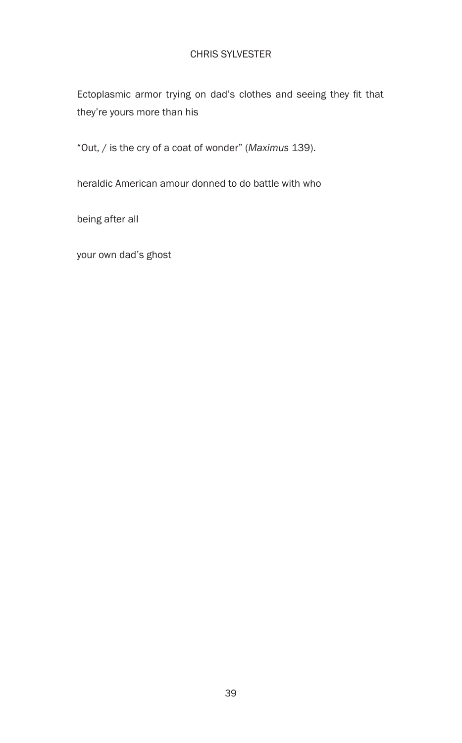Ectoplasmic armor trying on dad's clothes and seeing they fit that they're yours more than his

"Out, / is the cry of a coat of wonder" (*Maximus* 139).

heraldic American amour donned to do battle with who

being after all

your own dad's ghost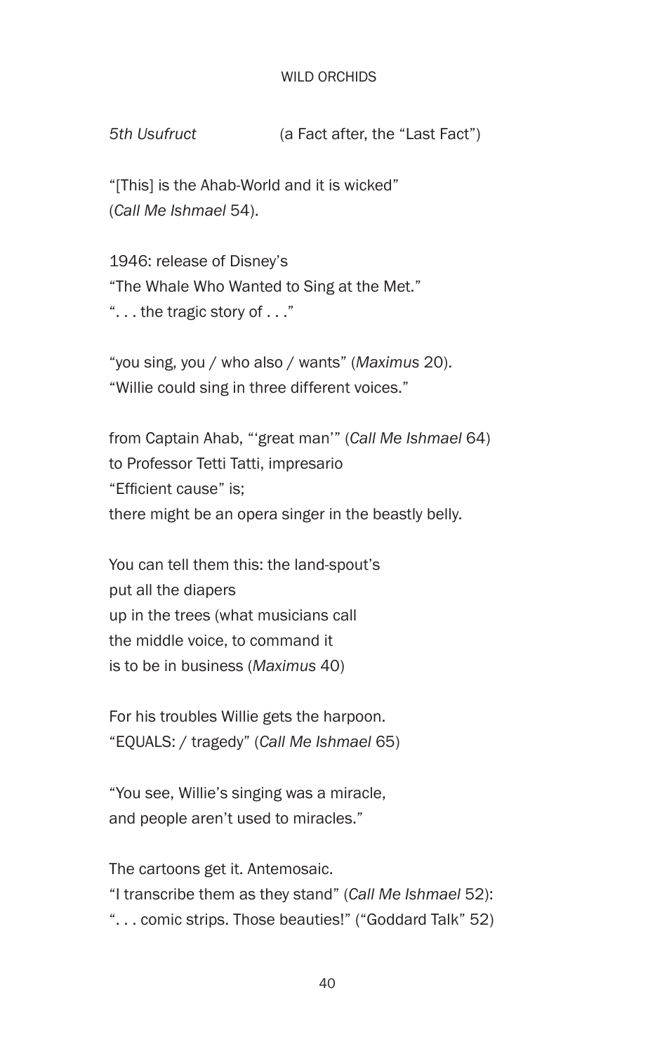*5th Usufruct* (a Fact after, the "Last Fact")

"[This] is the Ahab-World and it is wicked"
(*Call Me Ishmael* 54).

1946: release of Disney's
"The Whale Who Wanted to Sing at the Met."
". . . the tragic story of . . ."

"you sing, you / who also / wants" (*Maximus* 20).
"Willie could sing in three different voices."

from Captain Ahab, "'great man'" (*Call Me Ishmael* 64)
to Professor Tetti Tatti, impresario
"Efficient cause" is;
there might be an opera singer in the beastly belly.

You can tell them this: the land-spout's
put all the diapers
up in the trees (what musicians call
the middle voice, to command it
is to be in business (*Maximus* 40)

For his troubles Willie gets the harpoon.
"EQUALS: / tragedy" (*Call Me Ishmael* 65)

"You see, Willie's singing was a miracle,
and people aren't used to miracles."

The cartoons get it. Antemosaic.
"I transcribe them as they stand" (*Call Me Ishmael* 52):
". . . comic strips. Those beauties!" ("Goddard Talk" 52)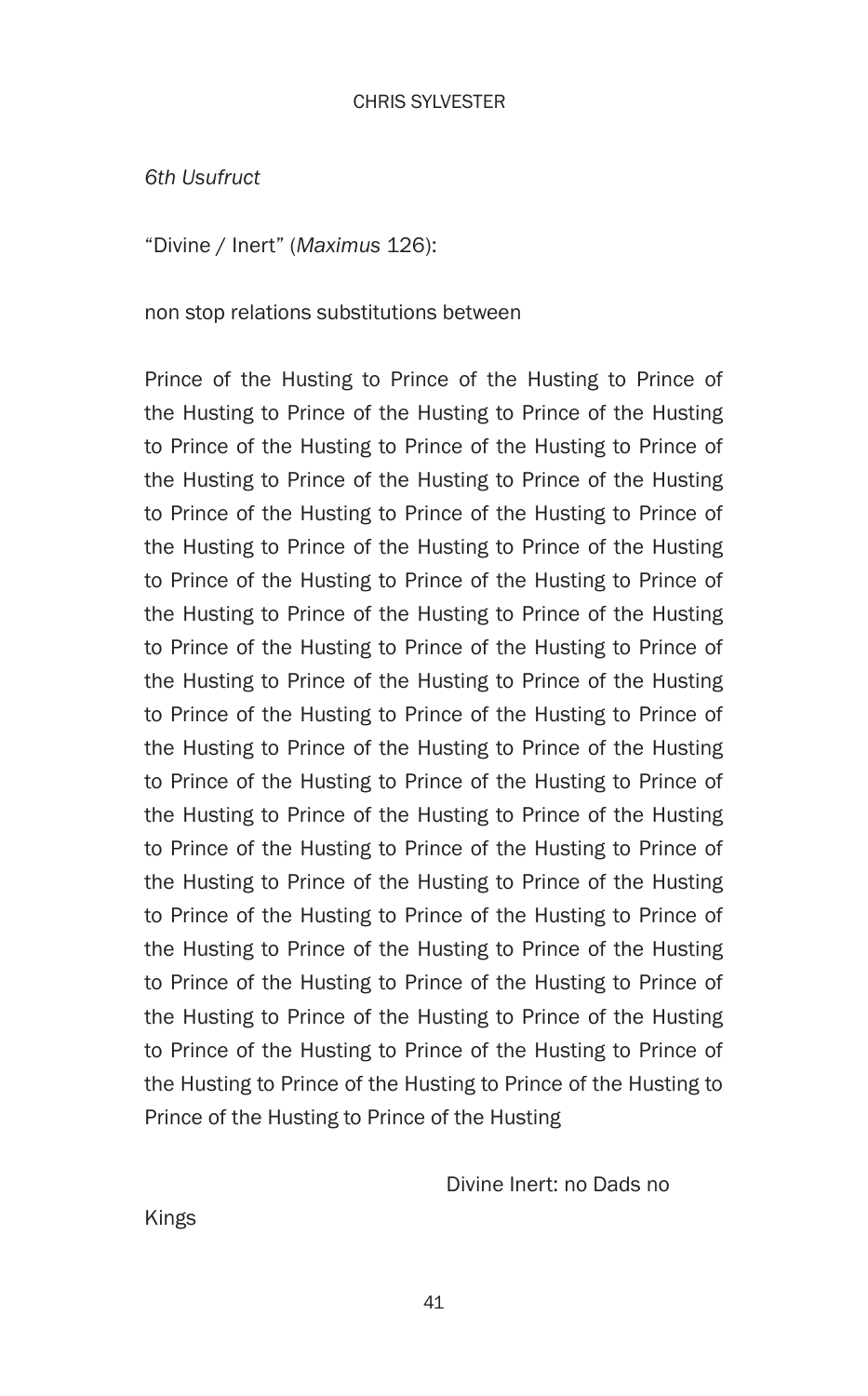*6th Usufruct*

"Divine / Inert" (*Maximus* 126):

non stop relations substitutions between

Prince of the Husting to Prince of the Husting to Prince of the Husting to Prince of the Husting to Prince of the Husting to Prince of the Husting to Prince of the Husting to Prince of the Husting to Prince of the Husting to Prince of the Husting to Prince of the Husting to Prince of the Husting to Prince of the Husting to Prince of the Husting to Prince of the Husting to Prince of the Husting to Prince of the Husting to Prince of the Husting to Prince of the Husting to Prince of the Husting to Prince of the Husting to Prince of the Husting to Prince of the Husting to Prince of the Husting to Prince of the Husting to Prince of the Husting to Prince of the Husting to Prince of the Husting to Prince of the Husting to Prince of the Husting to Prince of the Husting to Prince of the Husting to Prince of the Husting to Prince of the Husting to Prince of the Husting to Prince of the Husting to Prince of the Husting to Prince of the Husting to Prince of the Husting to Prince of the Husting to Prince of the Husting to Prince of the Husting to Prince of the Husting to Prince of the Husting to Prince of the Husting to Prince of the Husting to Prince of the Husting to Prince of the Husting to Prince of the Husting to Prince of the Husting to Prince of the Husting to Prince of the Husting to Prince of the Husting to Prince of the Husting to Prince of the Husting to Prince of the Husting to Prince of the Husting

Divine Inert: no Dads no

Kings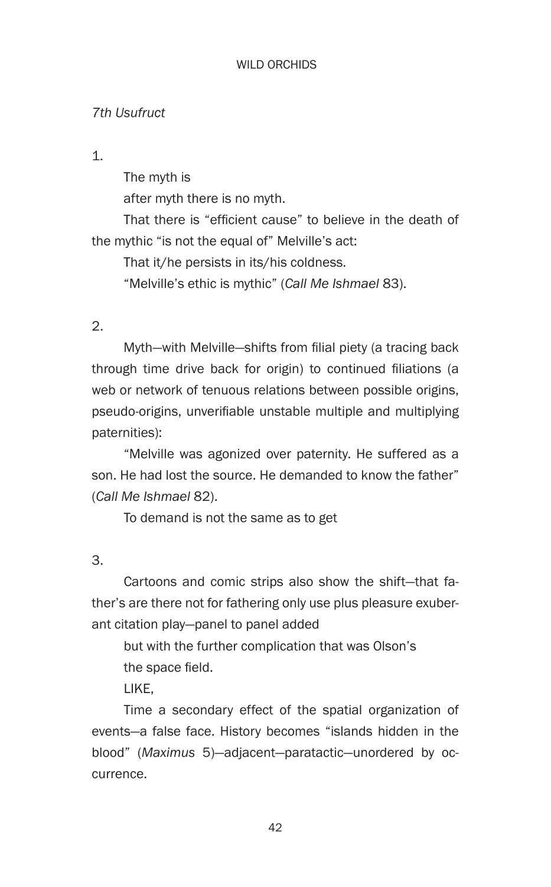*7th Usufruct*

1.

The myth is

after myth there is no myth.

That there is "efficient cause" to believe in the death of the mythic "is not the equal of" Melville's act:

That it/he persists in its/his coldness.

"Melville's ethic is mythic" (*Call Me Ishmael* 83).

2.

Myth—with Melville—shifts from filial piety (a tracing back through time drive back for origin) to continued filiations (a web or network of tenuous relations between possible origins, pseudo-origins, unverifiable unstable multiple and multiplying paternities):

"Melville was agonized over paternity. He suffered as a son. He had lost the source. He demanded to know the father" (*Call Me Ishmael* 82).

To demand is not the same as to get

3.

Cartoons and comic strips also show the shift—that father's are there not for fathering only use plus pleasure exuberant citation play—panel to panel added

but with the further complication that was Olson's

the space field.

LIKE,

Time a secondary effect of the spatial organization of events—a false face. History becomes "islands hidden in the blood" (*Maximus* 5)—adjacent—paratactic—unordered by occurrence.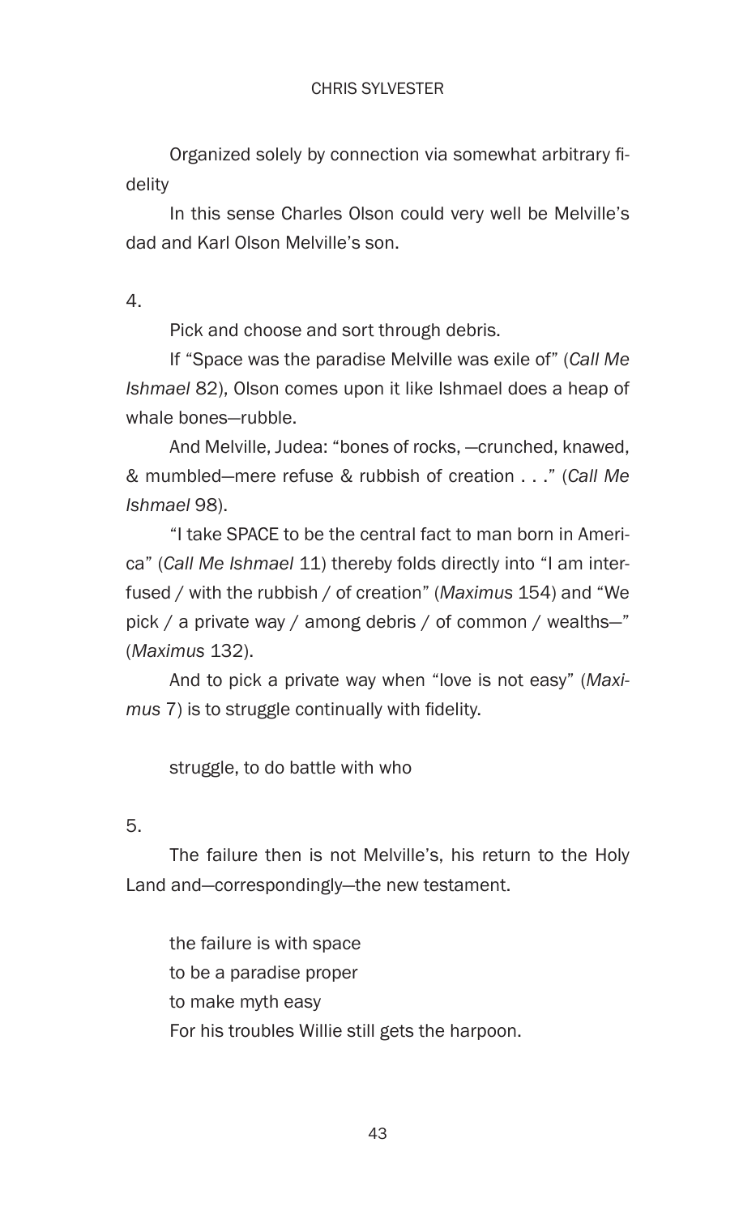Organized solely by connection via somewhat arbitrary fidelity

In this sense Charles Olson could very well be Melville's dad and Karl Olson Melville's son.

4.

Pick and choose and sort through debris.

If "Space was the paradise Melville was exile of" (*Call Me Ishmael* 82), Olson comes upon it like Ishmael does a heap of whale bones—rubble.

And Melville, Judea: "bones of rocks, —crunched, knawed, & mumbled—mere refuse & rubbish of creation . . ." (*Call Me Ishmael* 98).

"I take SPACE to be the central fact to man born in America" (*Call Me Ishmael* 11) thereby folds directly into "I am interfused / with the rubbish / of creation" (*Maximus* 154) and "We pick / a private way / among debris / of common / wealths—" (*Maximus* 132).

And to pick a private way when "love is not easy" (*Maximus* 7) is to struggle continually with fidelity.

struggle, to do battle with who

5.

The failure then is not Melville's, his return to the Holy Land and—correspondingly—the new testament.

the failure is with space  
to be a paradise proper  
to make myth easy  
For his troubles Willie still gets the harpoon.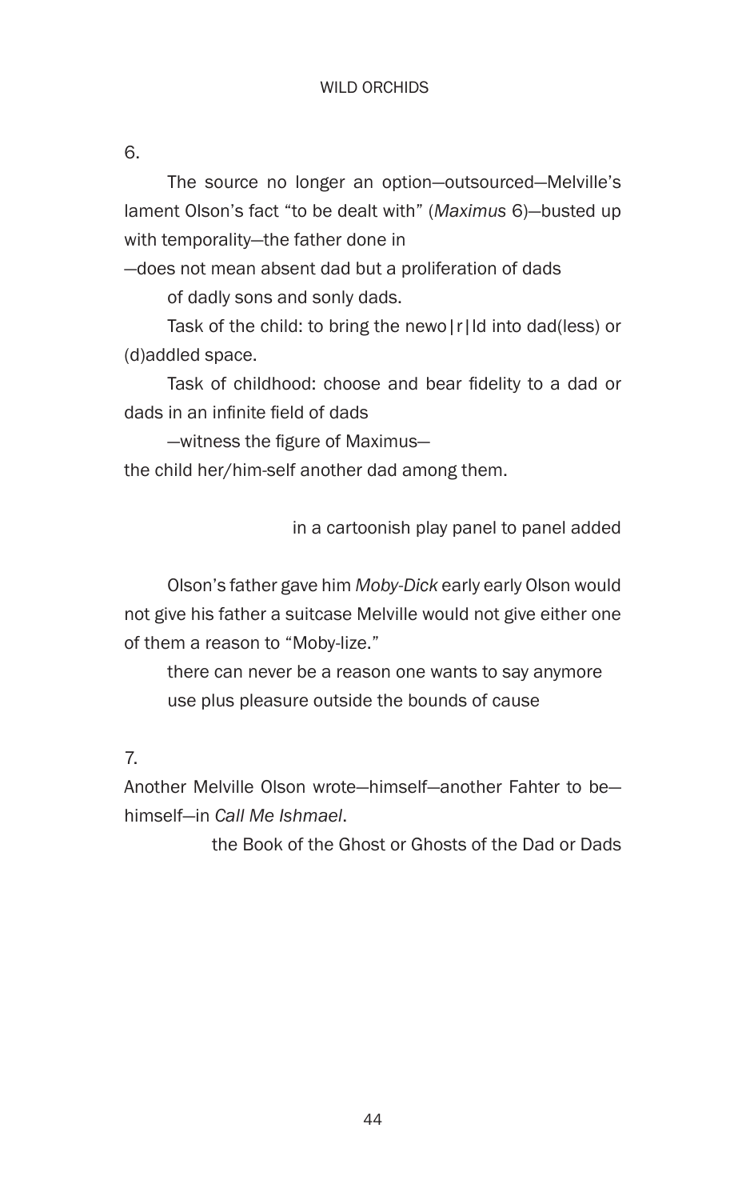6.

The source no longer an option—outsourced—Melville's lament Olson's fact "to be dealt with" (*Maximus* 6)—busted up with temporality—the father done in

—does not mean absent dad but a proliferation of dads

of dadly sons and sonly dads.

Task of the child: to bring the newo|r|ld into dad(less) or (d)addled space.

Task of childhood: choose and bear fidelity to a dad or dads in an infinite field of dads

—witness the figure of Maximus—

the child her/him-self another dad among them.

in a cartoonish play panel to panel added

Olson's father gave him *Moby-Dick* early early Olson would not give his father a suitcase Melville would not give either one of them a reason to "Moby-lize."

there can never be a reason one wants to say anymore
use plus pleasure outside the bounds of cause

7.

Another Melville Olson wrote—himself—another Fahter to be—himself—in *Call Me Ishmael*.

the Book of the Ghost or Ghosts of the Dad or Dads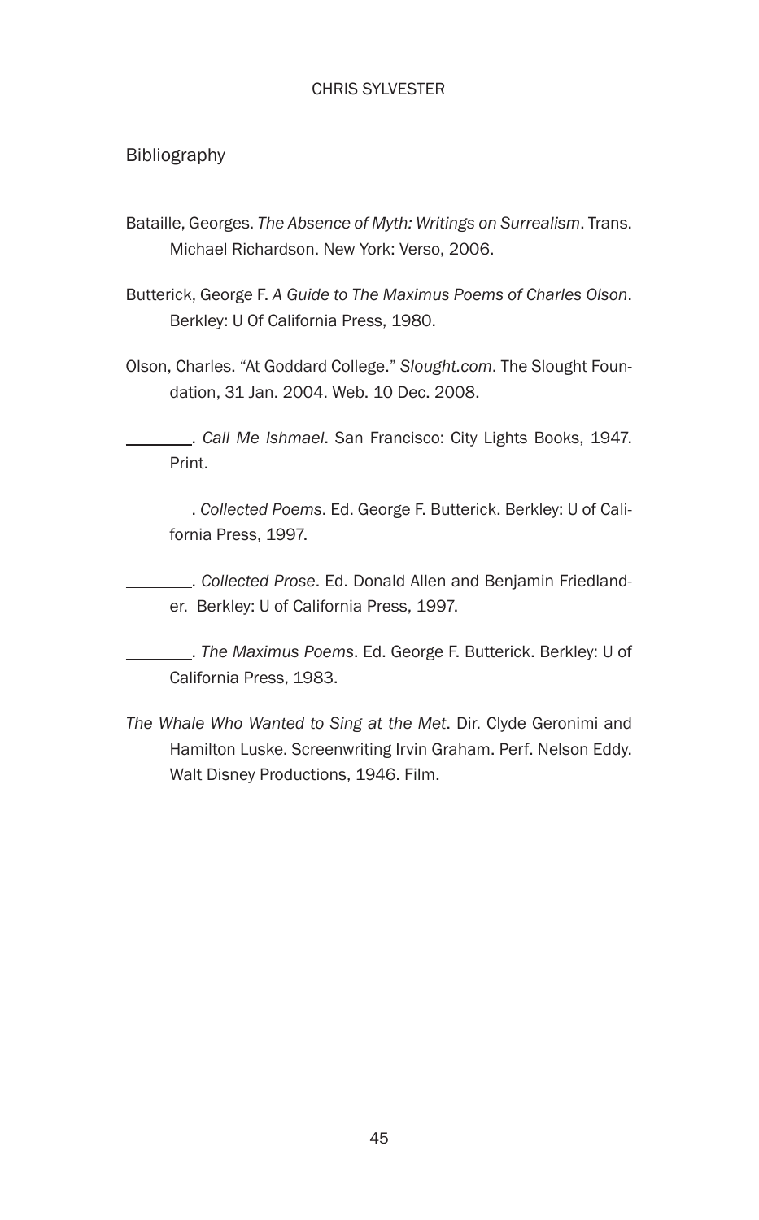## Bibliography

Bataille, Georges. *The Absence of Myth: Writings on Surrealism*. Trans. Michael Richardson. New York: Verso, 2006.

Butterick, George F. *A Guide to The Maximus Poems of Charles Olson*. Berkley: U Of California Press, 1980.

Olson, Charles. "At Goddard College." *Slought.com*. The Slought Foundation, 31 Jan. 2004. Web. 10 Dec. 2008.

\_\_\_\_\_\_\_\_. *Call Me Ishmael*. San Francisco: City Lights Books, 1947. Print.

\_\_\_\_\_\_\_\_. *Collected Poems*. Ed. George F. Butterick. Berkley: U of California Press, 1997.

\_\_\_\_\_\_\_\_. *Collected Prose*. Ed. Donald Allen and Benjamin Friedlander. Berkley: U of California Press, 1997.

\_\_\_\_\_\_\_\_. *The Maximus Poems*. Ed. George F. Butterick. Berkley: U of California Press, 1983.

*The Whale Who Wanted to Sing at the Met*. Dir. Clyde Geronimi and Hamilton Luske. Screenwriting Irvin Graham. Perf. Nelson Eddy. Walt Disney Productions, 1946. Film.